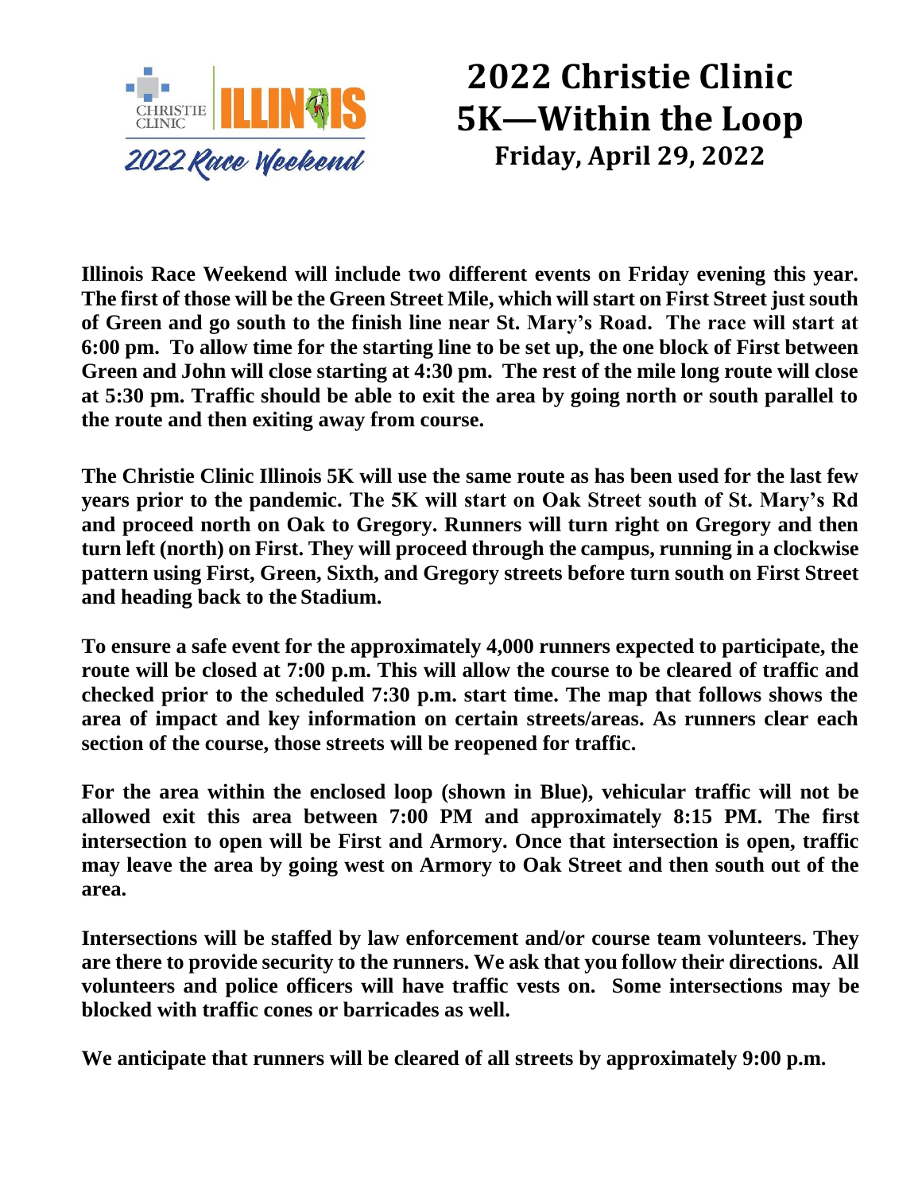# 2022 Christie Clinic 5K—Within the Loop

## Friday, April 29, 2022

**Illinois Race Weekend will include two different events on Friday evening this year. The first of those will be the Green Street Mile, which will start on First Street just south of Green and go south to the finish line near St. Mary's Road. The race will start at 6:00 pm. To allow time for the starting line to be set up, the one block of First between Green and John will close starting at 4:30 pm. The rest of the mile long route will close at 5:30 pm. Traffic should be able to exit the area by going north or south parallel to the route and then exiting away from course.**

**The Christie Clinic Illinois 5K will use the same route as has been used for the last few years prior to the pandemic. The 5K will start on Oak Street south of St. Mary's Rd and proceed north on Oak to Gregory. Runners will turn right on Gregory and then turn left (north) on First. They will proceed through the campus, running in a clockwise pattern using First, Green, Sixth, and Gregory streets before turn south on First Street and heading back to the Stadium.**

**To ensure a safe event for the approximately 4,000 runners expected to participate, the route will be closed at 7:00 p.m. This will allow the course to be cleared of traffic and checked prior to the scheduled 7:30 p.m. start time. The map that follows shows the area of impact and key information on certain streets/areas. As runners clear each section of the course, those streets will be reopened for traffic.**

**For the area within the enclosed loop (shown in Blue), vehicular traffic will not be allowed exit this area between 7:00 PM and approximately 8:15 PM. The first intersection to open will be First and Armory. Once that intersection is open, traffic may leave the area by going west on Armory to Oak Street and then south out of the area.**

**Intersections will be staffed by law enforcement and/or course team volunteers. They are there to provide security to the runners. We ask that you follow their directions. All volunteers and police officers will have traffic vests on. Some intersections may be blocked with traffic cones or barricades as well.**

**We anticipate that runners will be cleared of all streets by approximately 9:00 p.m.**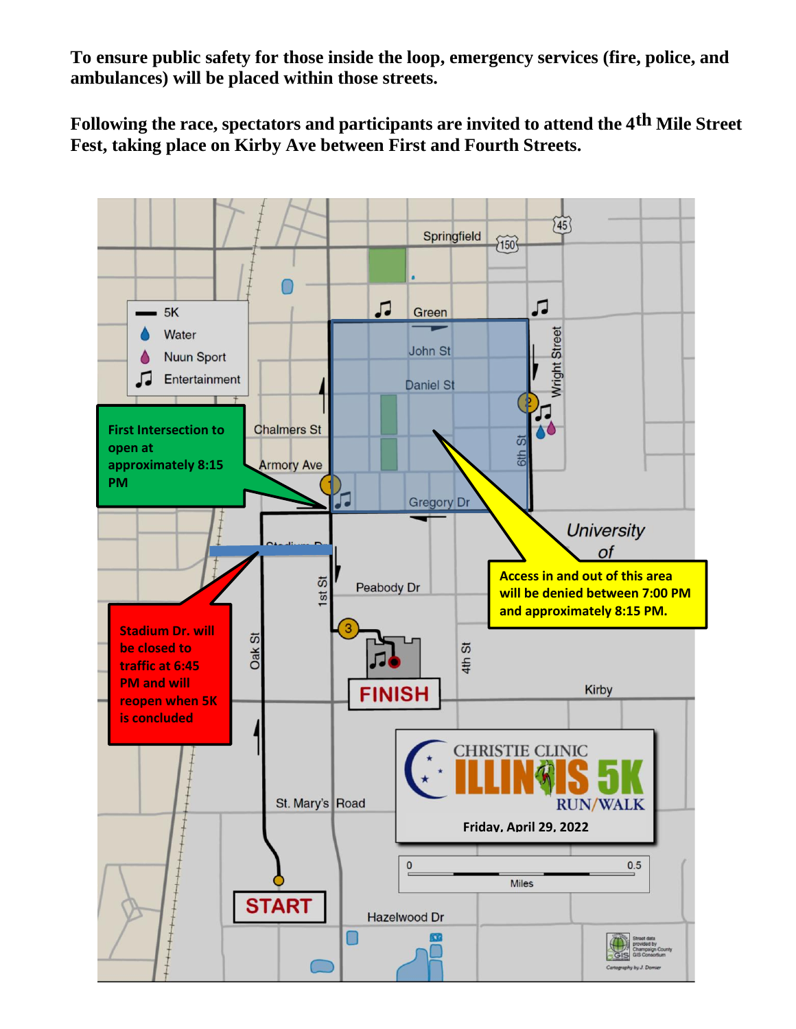**To ensure public safety for those inside the loop, emergency services (fire, police, and ambulances) will be placed within those streets.**

**Following the race, spectators and participants are invited to attend the 4th Mile Street Fest, taking place on Kirby Ave between First and Fourth Streets.**

5K

Water

Nuun Sport

Entertainment

First Intersection to open at approximately 8:15 PM

Access in and out of this area will be denied between 7:00 PM and approximately 8:15 PM.

Stadium Dr. will be closed to traffic at 6:45 PM and will reopen when 5K is concluded

Springfield

150

45

Green

John St

Daniel St

Wright Street

Chalmers St

Armory Ave

6th St

Gregory Dr

University of

1st St

Peabody Dr

Oak St

4th St

FINISH

Kirby

St. Mary's Road

START

Hazelwood Dr

CHRISTIE CLINIC ILLINOIS 5K RUN/WALK

Friday, April 29, 2022

0

0.5

Miles

Street data provided by Champaign County GIS Consortium

Cartography by J. Domier